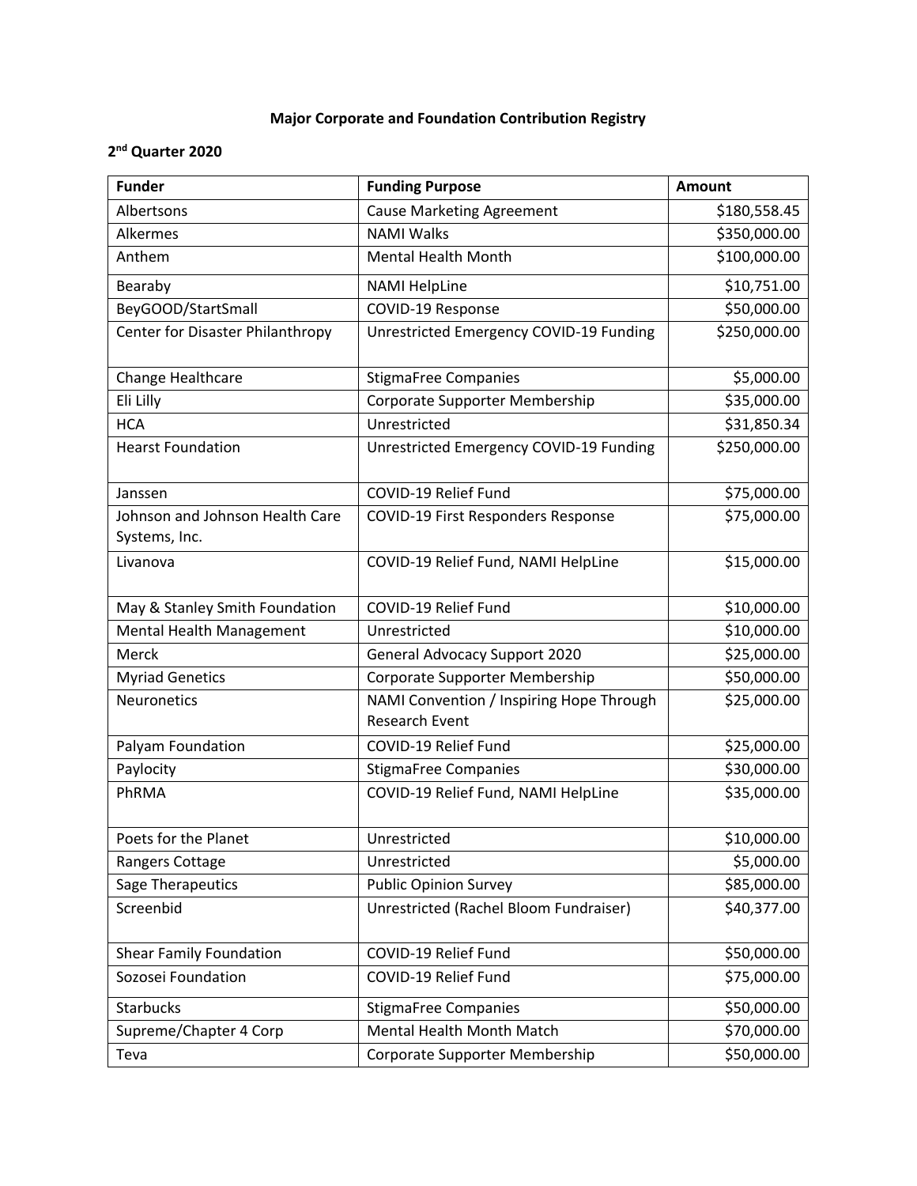**Major Corporate and Foundation Contribution Registry**

**2nd Quarter 2020**

| Funder | Funding Purpose | Amount |
|---|---|---|
| Albertsons | Cause Marketing Agreement | $180,558.45 |
| Alkermes | NAMI Walks | $350,000.00 |
| Anthem | Mental Health Month | $100,000.00 |
| Bearaby | NAMI HelpLine | $10,751.00 |
| BeyGOOD/StartSmall | COVID-19 Response | $50,000.00 |
| Center for Disaster Philanthropy | Unrestricted Emergency COVID-19 Funding | $250,000.00 |
| Change Healthcare | StigmaFree Companies | $5,000.00 |
| Eli Lilly | Corporate Supporter Membership | $35,000.00 |
| HCA | Unrestricted | $31,850.34 |
| Hearst Foundation | Unrestricted Emergency COVID-19 Funding | $250,000.00 |
| Janssen | COVID-19 Relief Fund | $75,000.00 |
| Johnson and Johnson Health Care Systems, Inc. | COVID-19 First Responders Response | $75,000.00 |
| Livanova | COVID-19 Relief Fund, NAMI HelpLine | $15,000.00 |
| May & Stanley Smith Foundation | COVID-19 Relief Fund | $10,000.00 |
| Mental Health Management | Unrestricted | $10,000.00 |
| Merck | General Advocacy Support 2020 | $25,000.00 |
| Myriad Genetics | Corporate Supporter Membership | $50,000.00 |
| Neuronetics | NAMI Convention / Inspiring Hope Through Research Event | $25,000.00 |
| Palyam Foundation | COVID-19 Relief Fund | $25,000.00 |
| Paylocity | StigmaFree Companies | $30,000.00 |
| PhRMA | COVID-19 Relief Fund, NAMI HelpLine | $35,000.00 |
| Poets for the Planet | Unrestricted | $10,000.00 |
| Rangers Cottage | Unrestricted | $5,000.00 |
| Sage Therapeutics | Public Opinion Survey | $85,000.00 |
| Screenbid | Unrestricted (Rachel Bloom Fundraiser) | $40,377.00 |
| Shear Family Foundation | COVID-19 Relief Fund | $50,000.00 |
| Sozosei Foundation | COVID-19 Relief Fund | $75,000.00 |
| Starbucks | StigmaFree Companies | $50,000.00 |
| Supreme/Chapter 4 Corp | Mental Health Month Match | $70,000.00 |
| Teva | Corporate Supporter Membership | $50,000.00 |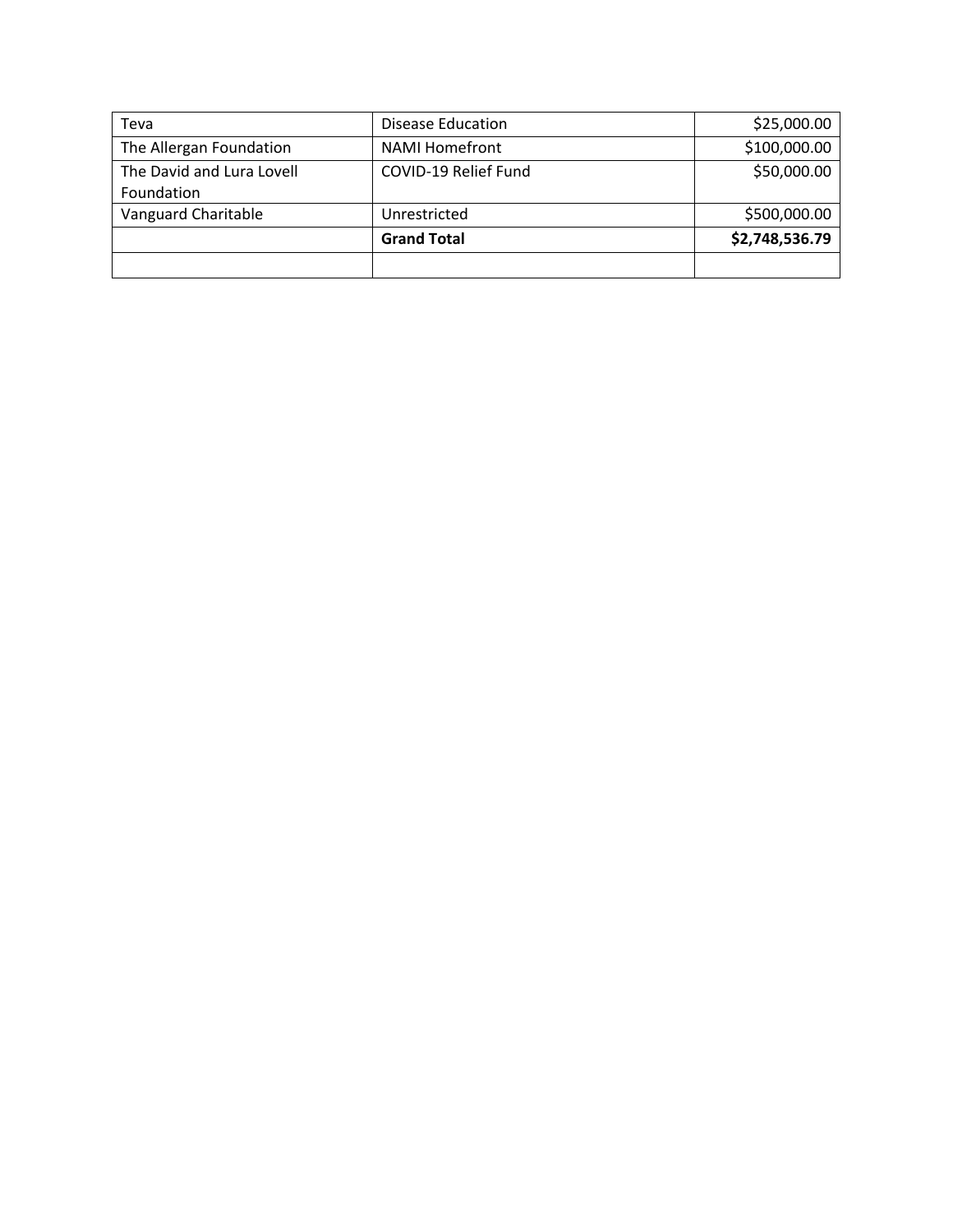| | | |
|---|---|---|
| Teva | Disease Education | $25,000.00 |
| The Allergan Foundation | NAMI Homefront | $100,000.00 |
| The David and Lura Lovell Foundation | COVID-19 Relief Fund | $50,000.00 |
| Vanguard Charitable | Unrestricted | $500,000.00 |
| | **Grand Total** | **$2,748,536.79** |
| | | |